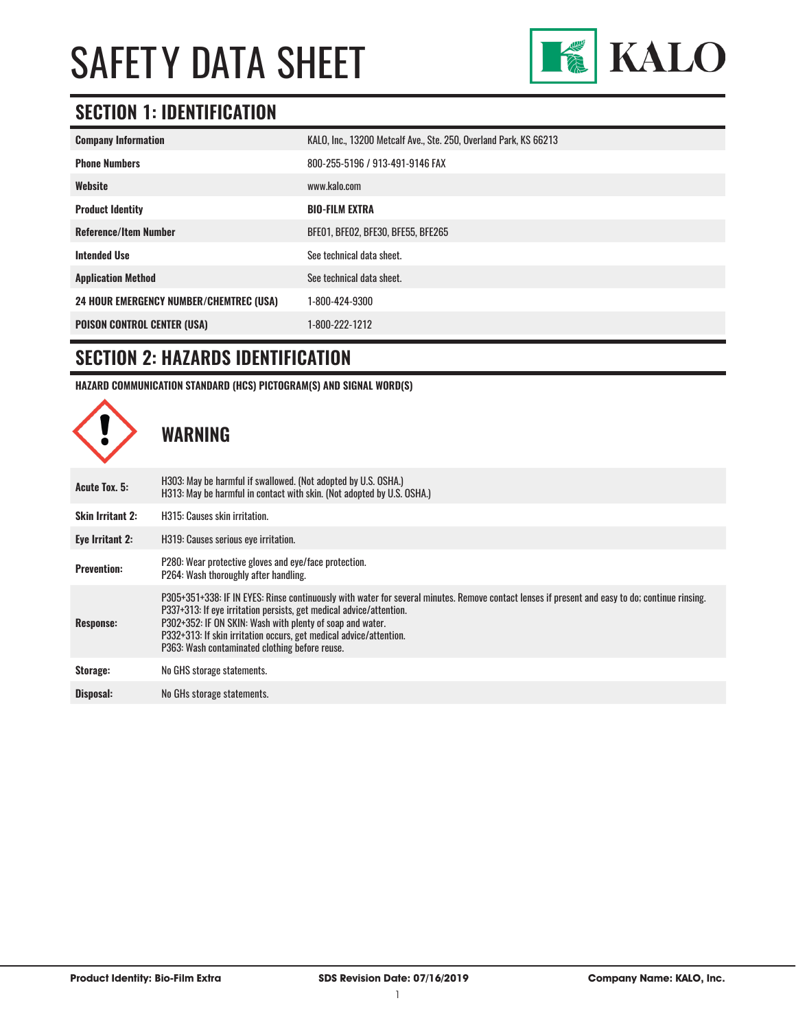# SAFETY DATA SHEET

KALO

## SECTION 1: IDENTIFICATION

| | |
|---|---|
| **Company Information** | KALO, Inc., 13200 Metcalf Ave., Ste. 250, Overland Park, KS 66213 |
| **Phone Numbers** | 800-255-5196 / 913-491-9146 FAX |
| **Website** | www.kalo.com |
| **Product Identity** | **BIO-FILM EXTRA** |
| **Reference/Item Number** | BFE01, BFE02, BFE30, BFE55, BFE265 |
| **Intended Use** | See technical data sheet. |
| **Application Method** | See technical data sheet. |
| **24 HOUR EMERGENCY NUMBER/CHEMTREC (USA)** | 1-800-424-9300 |
| **POISON CONTROL CENTER (USA)** | 1-800-222-1212 |

## SECTION 2: HAZARDS IDENTIFICATION

**HAZARD COMMUNICATION STANDARD (HCS) PICTOGRAM(S) AND SIGNAL WORD(S)**

### WARNING

| | |
|---|---|
| **Acute Tox. 5:** | H303: May be harmful if swallowed. (Not adopted by U.S. OSHA.)<br>H313: May be harmful in contact with skin. (Not adopted by U.S. OSHA.) |
| **Skin Irritant 2:** | H315: Causes skin irritation. |
| **Eye Irritant 2:** | H319: Causes serious eye irritation. |
| **Prevention:** | P280: Wear protective gloves and eye/face protection.<br>P264: Wash thoroughly after handling. |
| **Response:** | P305+351+338: IF IN EYES: Rinse continuously with water for several minutes. Remove contact lenses if present and easy to do; continue rinsing.<br>P337+313: If eye irritation persists, get medical advice/attention.<br>P302+352: IF ON SKIN: Wash with plenty of soap and water.<br>P332+313: If skin irritation occurs, get medical advice/attention.<br>P363: Wash contaminated clothing before reuse. |
| **Storage:** | No GHS storage statements. |
| **Disposal:** | No GHs storage statements. |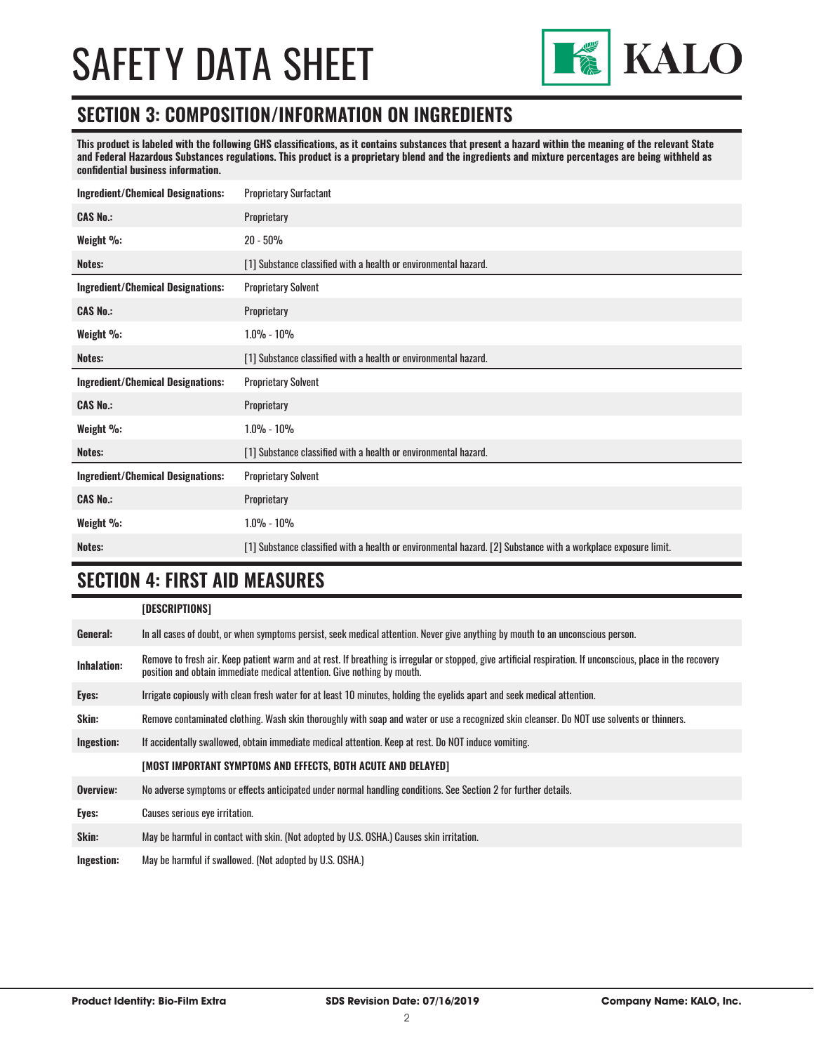## SECTION 3: COMPOSITION/INFORMATION ON INGREDIENTS

**This product is labeled with the following GHS classifications, as it contains substances that present a hazard within the meaning of the relevant State and Federal Hazardous Substances regulations. This product is a proprietary blend and the ingredients and mixture percentages are being withheld as confidential business information.**

| | |
|---|---|
| **Ingredient/Chemical Designations:** | Proprietary Surfactant |
| **CAS No.:** | Proprietary |
| **Weight %:** | 20 - 50% |
| **Notes:** | [1] Substance classified with a health or environmental hazard. |
| **Ingredient/Chemical Designations:** | Proprietary Solvent |
| **CAS No.:** | Proprietary |
| **Weight %:** | 1.0% - 10% |
| **Notes:** | [1] Substance classified with a health or environmental hazard. |
| **Ingredient/Chemical Designations:** | Proprietary Solvent |
| **CAS No.:** | Proprietary |
| **Weight %:** | 1.0% - 10% |
| **Notes:** | [1] Substance classified with a health or environmental hazard. |
| **Ingredient/Chemical Designations:** | Proprietary Solvent |
| **CAS No.:** | Proprietary |
| **Weight %:** | 1.0% - 10% |
| **Notes:** | [1] Substance classified with a health or environmental hazard. [2] Substance with a workplace exposure limit. |

## SECTION 4: FIRST AID MEASURES

| | |
|---|---|
| | **[DESCRIPTIONS]** |
| **General:** | In all cases of doubt, or when symptoms persist, seek medical attention. Never give anything by mouth to an unconscious person. |
| **Inhalation:** | Remove to fresh air. Keep patient warm and at rest. If breathing is irregular or stopped, give artificial respiration. If unconscious, place in the recovery position and obtain immediate medical attention. Give nothing by mouth. |
| **Eyes:** | Irrigate copiously with clean fresh water for at least 10 minutes, holding the eyelids apart and seek medical attention. |
| **Skin:** | Remove contaminated clothing. Wash skin thoroughly with soap and water or use a recognized skin cleanser. Do NOT use solvents or thinners. |
| **Ingestion:** | If accidentally swallowed, obtain immediate medical attention. Keep at rest. Do NOT induce vomiting. |
| | **[MOST IMPORTANT SYMPTOMS AND EFFECTS, BOTH ACUTE AND DELAYED]** |
| **Overview:** | No adverse symptoms or effects anticipated under normal handling conditions. See Section 2 for further details. |
| **Eyes:** | Causes serious eye irritation. |
| **Skin:** | May be harmful in contact with skin. (Not adopted by U.S. OSHA.) Causes skin irritation. |
| **Ingestion:** | May be harmful if swallowed. (Not adopted by U.S. OSHA.) |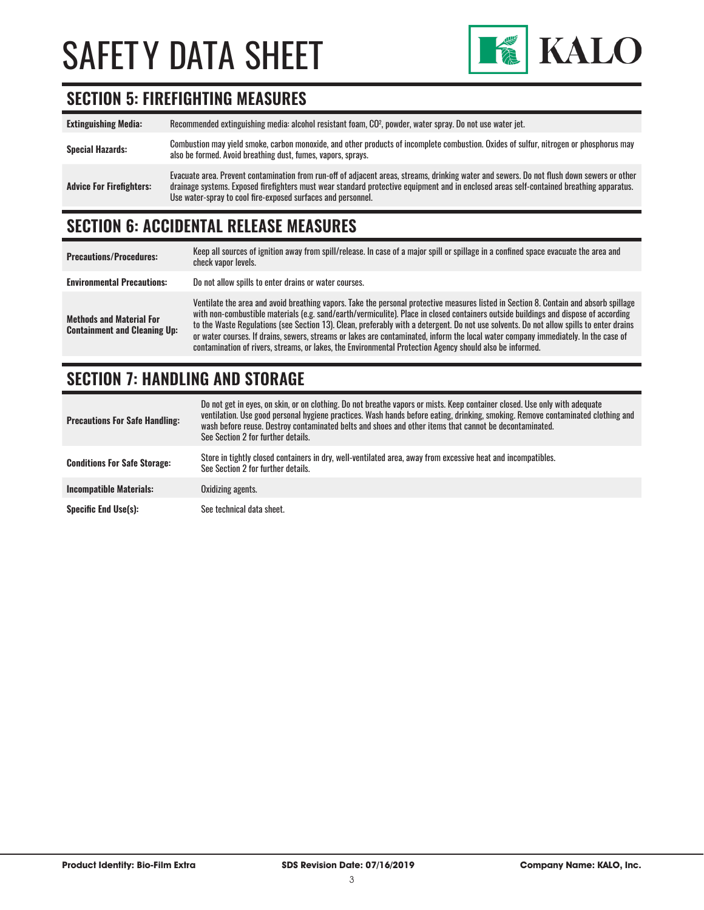## SECTION 5: FIREFIGHTING MEASURES

| | |
|---|---|
| **Extinguishing Media:** | Recommended extinguishing media: alcohol resistant foam, $CO^2$, powder, water spray. Do not use water jet. |
| **Special Hazards:** | Combustion may yield smoke, carbon monoxide, and other products of incomplete combustion. Oxides of sulfur, nitrogen or phosphorus may also be formed. Avoid breathing dust, fumes, vapors, sprays. |
| **Advice For Firefighters:** | Evacuate area. Prevent contamination from run-off of adjacent areas, streams, drinking water and sewers. Do not flush down sewers or other drainage systems. Exposed firefighters must wear standard protective equipment and in enclosed areas self-contained breathing apparatus. Use water-spray to cool fire-exposed surfaces and personnel. |

## SECTION 6: ACCIDENTAL RELEASE MEASURES

| | |
|---|---|
| **Precautions/Procedures:** | Keep all sources of ignition away from spill/release. In case of a major spill or spillage in a confined space evacuate the area and check vapor levels. |
| **Environmental Precautions:** | Do not allow spills to enter drains or water courses. |
| **Methods and Material For Containment and Cleaning Up:** | Ventilate the area and avoid breathing vapors. Take the personal protective measures listed in Section 8. Contain and absorb spillage with non-combustible materials (e.g. sand/earth/vermiculite). Place in closed containers outside buildings and dispose of according to the Waste Regulations (see Section 13). Clean, preferably with a detergent. Do not use solvents. Do not allow spills to enter drains or water courses. If drains, sewers, streams or lakes are contaminated, inform the local water company immediately. In the case of contamination of rivers, streams, or lakes, the Environmental Protection Agency should also be informed. |

## SECTION 7: HANDLING AND STORAGE

| | |
|---|---|
| **Precautions For Safe Handling:** | Do not get in eyes, on skin, or on clothing. Do not breathe vapors or mists. Keep container closed. Use only with adequate ventilation. Use good personal hygiene practices. Wash hands before eating, drinking, smoking. Remove contaminated clothing and wash before reuse. Destroy contaminated belts and shoes and other items that cannot be decontaminated. See Section 2 for further details. |
| **Conditions For Safe Storage:** | Store in tightly closed containers in dry, well-ventilated area, away from excessive heat and incompatibles. See Section 2 for further details. |
| **Incompatible Materials:** | Oxidizing agents. |
| **Specific End Use(s):** | See technical data sheet. |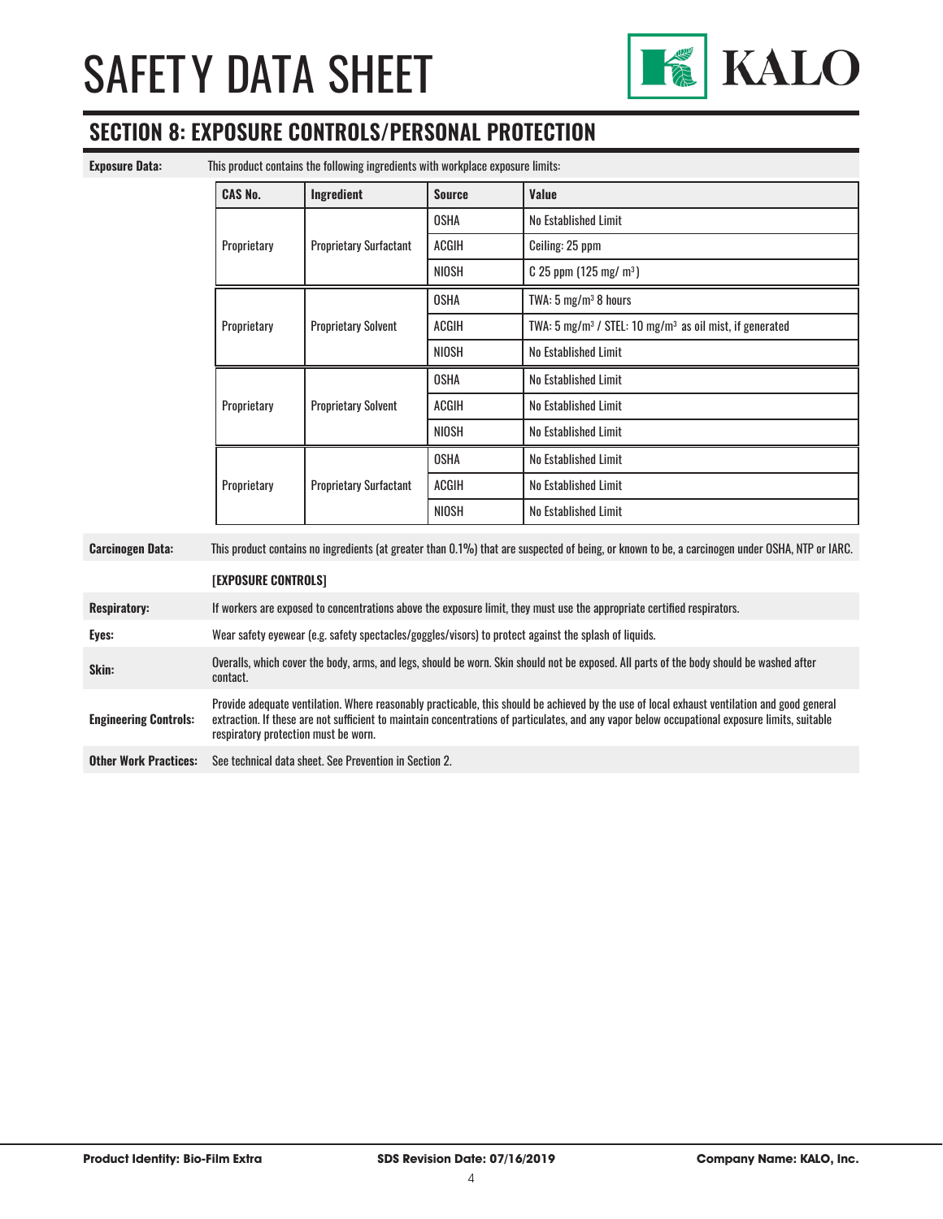## SECTION 8: EXPOSURE CONTROLS/PERSONAL PROTECTION

**Exposure Data:** This product contains the following ingredients with workplace exposure limits:

| CAS No. | Ingredient | Source | Value |
|---|---|---|---|
| Proprietary | Proprietary Surfactant | OSHA | No Established Limit |
| | | ACGIH | Ceiling: 25 ppm |
| | | NIOSH | C 25 ppm (125 mg/ $m^3$) |
| Proprietary | Proprietary Solvent | OSHA | TWA: 5 mg/$m^3$ 8 hours |
| | | ACGIH | TWA: 5 mg/$m^3$ / STEL: 10 mg/$m^3$ as oil mist, if generated |
| | | NIOSH | No Established Limit |
| Proprietary | Proprietary Solvent | OSHA | No Established Limit |
| | | ACGIH | No Established Limit |
| | | NIOSH | No Established Limit |
| Proprietary | Proprietary Surfactant | OSHA | No Established Limit |
| | | ACGIH | No Established Limit |
| | | NIOSH | No Established Limit |

**Carcinogen Data:** This product contains no ingredients (at greater than 0.1%) that are suspected of being, or known to be, a carcinogen under OSHA, NTP or IARC.

**[EXPOSURE CONTROLS]**

**Respiratory:** If workers are exposed to concentrations above the exposure limit, they must use the appropriate certified respirators.

**Eyes:** Wear safety eyewear (e.g. safety spectacles/goggles/visors) to protect against the splash of liquids.

**Skin:** Overalls, which cover the body, arms, and legs, should be worn. Skin should not be exposed. All parts of the body should be washed after contact.

**Engineering Controls:** Provide adequate ventilation. Where reasonably practicable, this should be achieved by the use of local exhaust ventilation and good general extraction. If these are not sufficient to maintain concentrations of particulates, and any vapor below occupational exposure limits, suitable respiratory protection must be worn.

**Other Work Practices:** See technical data sheet. See Prevention in Section 2.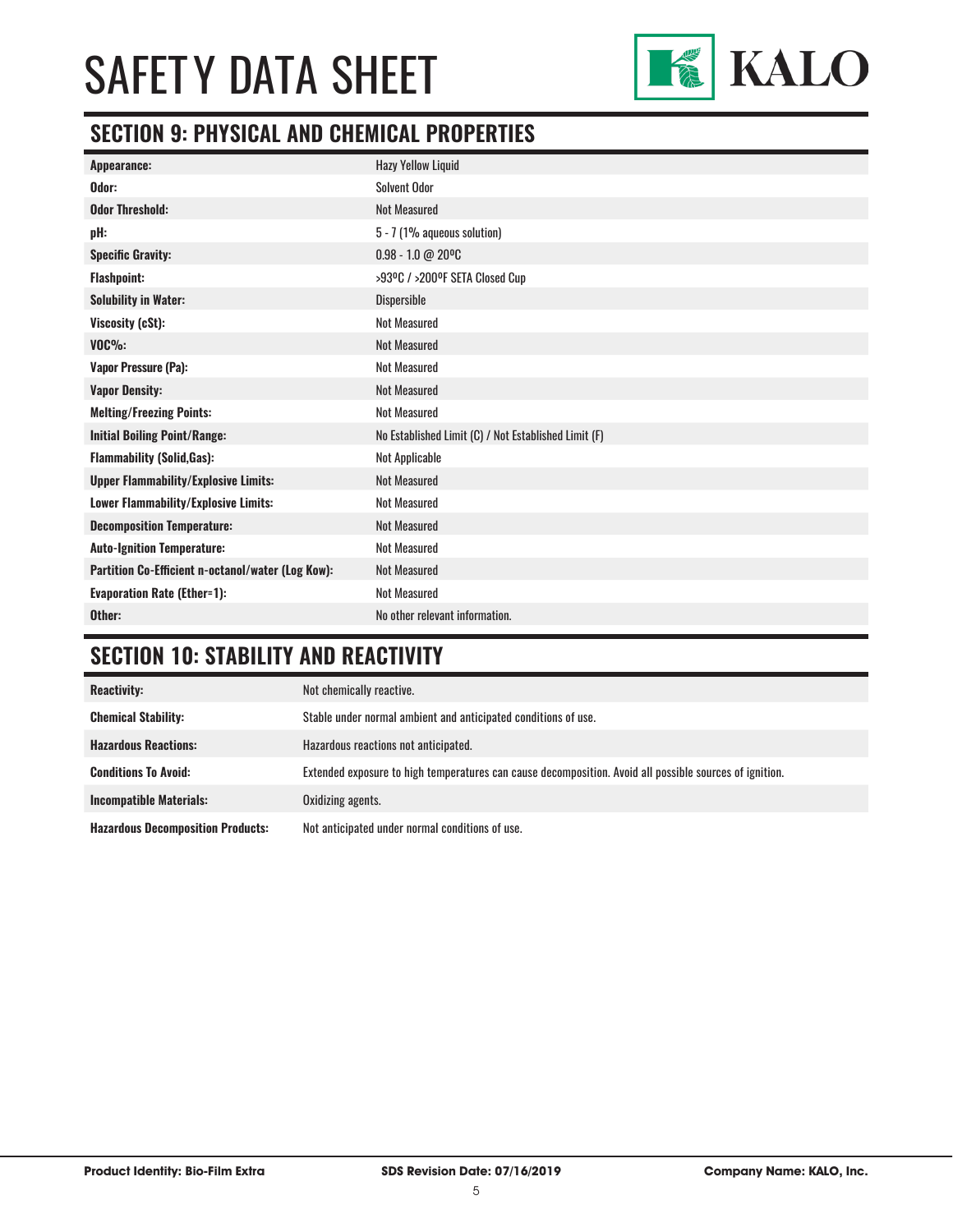# SAFETY DATA SHEET

## SECTION 9: PHYSICAL AND CHEMICAL PROPERTIES

| | |
|---|---|
| **Appearance:** | Hazy Yellow Liquid |
| **Odor:** | Solvent Odor |
| **Odor Threshold:** | Not Measured |
| **pH:** | 5 - 7 (1% aqueous solution) |
| **Specific Gravity:** | 0.98 - 1.0 @ 20ºC |
| **Flashpoint:** | >93ºC / >200ºF SETA Closed Cup |
| **Solubility in Water:** | Dispersible |
| **Viscosity (cSt):** | Not Measured |
| **VOC%:** | Not Measured |
| **Vapor Pressure (Pa):** | Not Measured |
| **Vapor Density:** | Not Measured |
| **Melting/Freezing Points:** | Not Measured |
| **Initial Boiling Point/Range:** | No Established Limit (C) / Not Established Limit (F) |
| **Flammability (Solid,Gas):** | Not Applicable |
| **Upper Flammability/Explosive Limits:** | Not Measured |
| **Lower Flammability/Explosive Limits:** | Not Measured |
| **Decomposition Temperature:** | Not Measured |
| **Auto-Ignition Temperature:** | Not Measured |
| **Partition Co-Efficient n-octanol/water (Log Kow):** | Not Measured |
| **Evaporation Rate (Ether=1):** | Not Measured |
| **Other:** | No other relevant information. |

## SECTION 10: STABILITY AND REACTIVITY

| | |
|---|---|
| **Reactivity:** | Not chemically reactive. |
| **Chemical Stability:** | Stable under normal ambient and anticipated conditions of use. |
| **Hazardous Reactions:** | Hazardous reactions not anticipated. |
| **Conditions To Avoid:** | Extended exposure to high temperatures can cause decomposition. Avoid all possible sources of ignition. |
| **Incompatible Materials:** | Oxidizing agents. |
| **Hazardous Decomposition Products:** | Not anticipated under normal conditions of use. |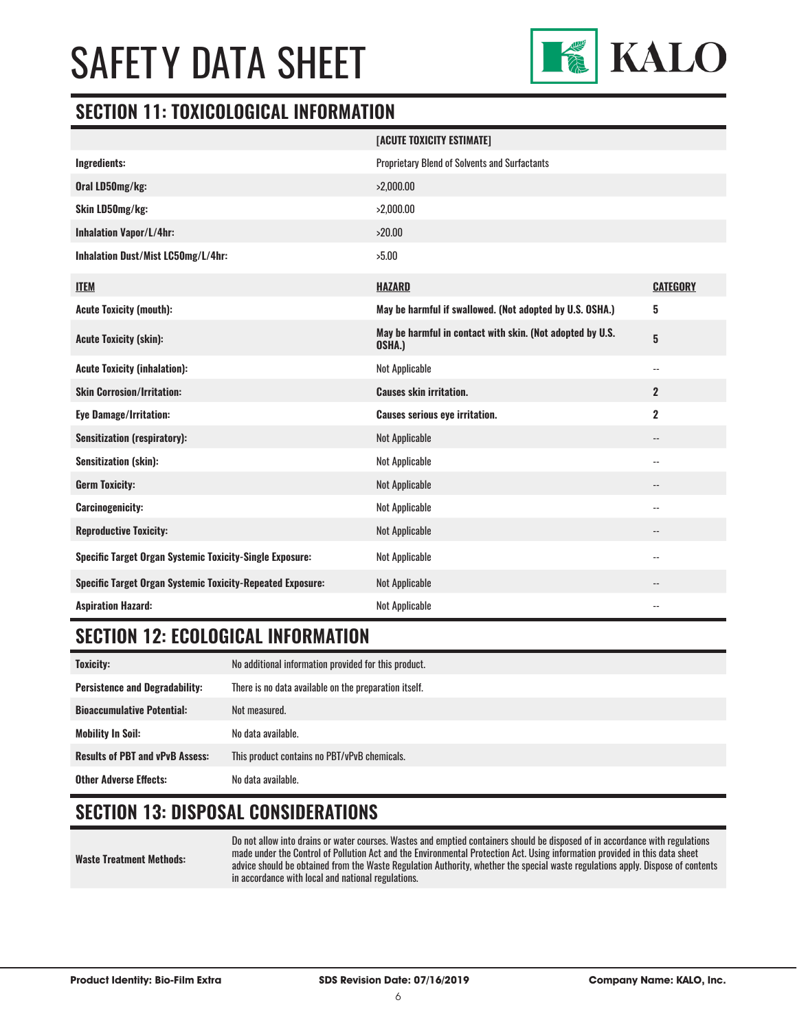## SECTION 11: TOXICOLOGICAL INFORMATION

| | [ACUTE TOXICITY ESTIMATE] | |
|---|---|---|
| **Ingredients:** | Proprietary Blend of Solvents and Surfactants | |
| **Oral LD50mg/kg:** | >2,000.00 | |
| **Skin LD50mg/kg:** | >2,000.00 | |
| **Inhalation Vapor/L/4hr:** | >20.00 | |
| **Inhalation Dust/Mist LC50mg/L/4hr:** | >5.00 | |
| **ITEM** | **HAZARD** | **CATEGORY** |
| **Acute Toxicity (mouth):** | **May be harmful if swallowed. (Not adopted by U.S. OSHA.)** | **5** |
| **Acute Toxicity (skin):** | **May be harmful in contact with skin. (Not adopted by U.S. OSHA.)** | **5** |
| **Acute Toxicity (inhalation):** | Not Applicable | -- |
| **Skin Corrosion/Irritation:** | **Causes skin irritation.** | **2** |
| **Eye Damage/Irritation:** | **Causes serious eye irritation.** | **2** |
| **Sensitization (respiratory):** | Not Applicable | -- |
| **Sensitization (skin):** | Not Applicable | -- |
| **Germ Toxicity:** | Not Applicable | -- |
| **Carcinogenicity:** | Not Applicable | -- |
| **Reproductive Toxicity:** | Not Applicable | -- |
| **Specific Target Organ Systemic Toxicity-Single Exposure:** | Not Applicable | -- |
| **Specific Target Organ Systemic Toxicity-Repeated Exposure:** | Not Applicable | -- |
| **Aspiration Hazard:** | Not Applicable | -- |

## SECTION 12: ECOLOGICAL INFORMATION

| | |
|---|---|
| **Toxicity:** | No additional information provided for this product. |
| **Persistence and Degradability:** | There is no data available on the preparation itself. |
| **Bioaccumulative Potential:** | Not measured. |
| **Mobility In Soil:** | No data available. |
| **Results of PBT and vPvB Assess:** | This product contains no PBT/vPvB chemicals. |
| **Other Adverse Effects:** | No data available. |

## SECTION 13: DISPOSAL CONSIDERATIONS

| | |
|---|---|
| **Waste Treatment Methods:** | Do not allow into drains or water courses. Wastes and emptied containers should be disposed of in accordance with regulations made under the Control of Pollution Act and the Environmental Protection Act. Using information provided in this data sheet advice should be obtained from the Waste Regulation Authority, whether the special waste regulations apply. Dispose of contents in accordance with local and national regulations. |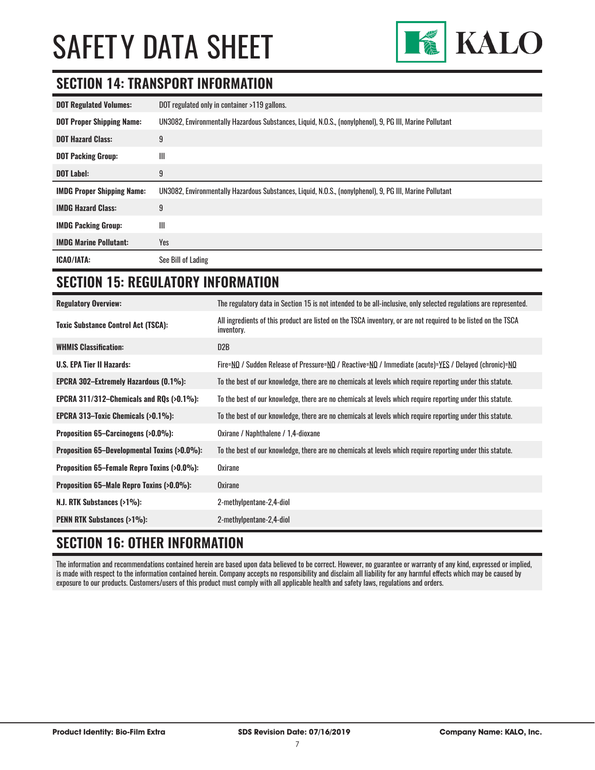# SAFETY DATA SHEET

## SECTION 14: TRANSPORT INFORMATION

| | |
|---|---|
| **DOT Regulated Volumes:** | DOT regulated only in container >119 gallons. |
| **DOT Proper Shipping Name:** | UN3082, Environmentally Hazardous Substances, Liquid, N.O.S., (nonylphenol), 9, PG III, Marine Pollutant |
| **DOT Hazard Class:** | 9 |
| **DOT Packing Group:** | III |
| **DOT Label:** | 9 |
| **IMDG Proper Shipping Name:** | UN3082, Environmentally Hazardous Substances, Liquid, N.O.S., (nonylphenol), 9, PG III, Marine Pollutant |
| **IMDG Hazard Class:** | 9 |
| **IMDG Packing Group:** | III |
| **IMDG Marine Pollutant:** | Yes |
| **ICAO/IATA:** | See Bill of Lading |

## SECTION 15: REGULATORY INFORMATION

| | |
|---|---|
| **Regulatory Overview:** | The regulatory data in Section 15 is not intended to be all-inclusive, only selected regulations are represented. |
| **Toxic Substance Control Act (TSCA):** | All ingredients of this product are listed on the TSCA inventory, or are not required to be listed on the TSCA inventory. |
| **WHMIS Classification:** | D2B |
| **U.S. EPA Tier II Hazards:** | Fire=NO / Sudden Release of Pressure=NO / Reactive=NO / Immediate (acute)=YES / Delayed (chronic)=NO |
| **EPCRA 302–Extremely Hazardous (0.1%):** | To the best of our knowledge, there are no chemicals at levels which require reporting under this statute. |
| **EPCRA 311/312–Chemicals and RQs (>0.1%):** | To the best of our knowledge, there are no chemicals at levels which require reporting under this statute. |
| **EPCRA 313–Toxic Chemicals (>0.1%):** | To the best of our knowledge, there are no chemicals at levels which require reporting under this statute. |
| **Proposition 65–Carcinogens (>0.0%):** | Oxirane / Naphthalene / 1,4-dioxane |
| **Proposition 65–Developmental Toxins (>0.0%):** | To the best of our knowledge, there are no chemicals at levels which require reporting under this statute. |
| **Proposition 65–Female Repro Toxins (>0.0%):** | Oxirane |
| **Proposition 65–Male Repro Toxins (>0.0%):** | Oxirane |
| **N.J. RTK Substances (>1%):** | 2-methylpentane-2,4-diol |
| **PENN RTK Substances (>1%):** | 2-methylpentane-2,4-diol |

## SECTION 16: OTHER INFORMATION

The information and recommendations contained herein are based upon data believed to be correct. However, no guarantee or warranty of any kind, expressed or implied, is made with respect to the information contained herein. Company accepts no responsibility and disclaim all liability for any harmful effects which may be caused by exposure to our products. Customers/users of this product must comply with all applicable health and safety laws, regulations and orders.